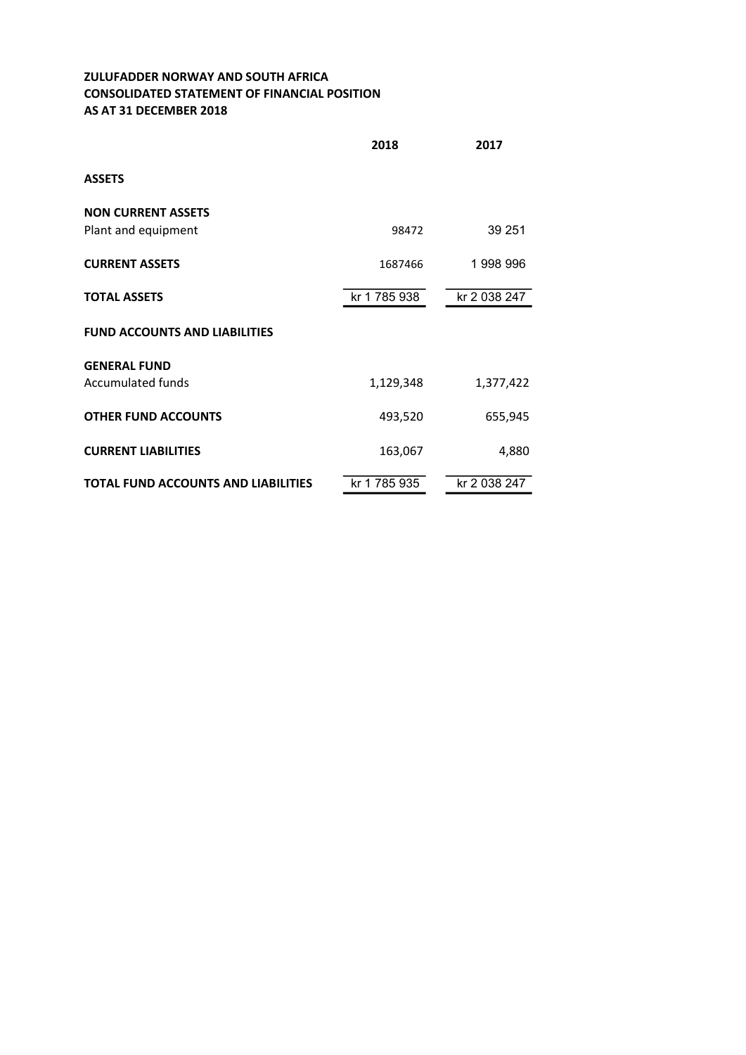**ZULUFADDER NORWAY AND SOUTH AFRICA**
**CONSOLIDATED STATEMENT OF FINANCIAL POSITION**
**AS AT 31 DECEMBER 2018**

| | 2018 | 2017 |
|---|---|---|
| **ASSETS** | | |
| **NON CURRENT ASSETS** | | |
| Plant and equipment | 98472 | 39 251 |
| **CURRENT ASSETS** | 1687466 | 1 998 996 |
| **TOTAL ASSETS** | kr 1 785 938 | kr 2 038 247 |
| **FUND ACCOUNTS AND LIABILITIES** | | |
| **GENERAL FUND** | | |
| Accumulated funds | 1,129,348 | 1,377,422 |
| **OTHER FUND ACCOUNTS** | 493,520 | 655,945 |
| **CURRENT LIABILITIES** | 163,067 | 4,880 |
| **TOTAL FUND ACCOUNTS AND LIABILITIES** | kr 1 785 935 | kr 2 038 247 |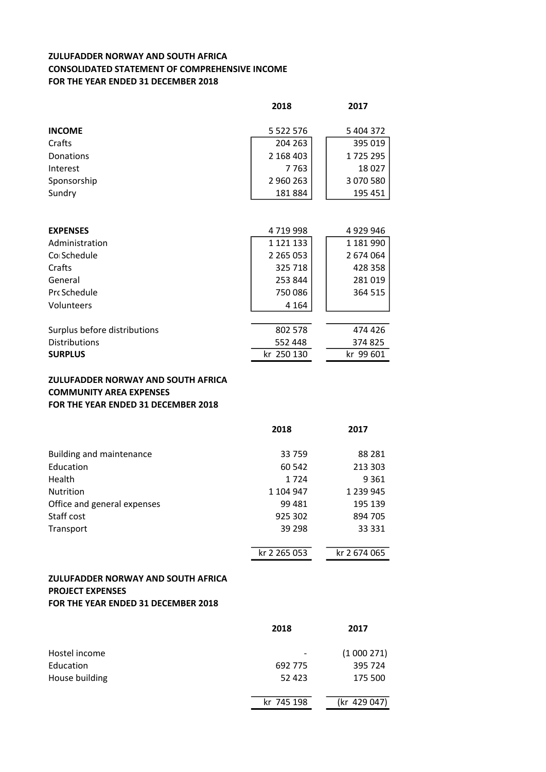**ZULUFADDER NORWAY AND SOUTH AFRICA**
**CONSOLIDATED STATEMENT OF COMPREHENSIVE INCOME**
**FOR THE YEAR ENDED 31 DECEMBER 2018**

| | 2018 | 2017 |
|---|---|---|
| **INCOME** | 5 522 576 | 5 404 372 |
| Crafts | 204 263 | 395 019 |
| Donations | 2 168 403 | 1 725 295 |
| Interest | 7 763 | 18 027 |
| Sponsorship | 2 960 263 | 3 070 580 |
| Sundry | 181 884 | 195 451 |
| | | |
| **EXPENSES** | 4 719 998 | 4 929 946 |
| Administration | 1 121 133 | 1 181 990 |
| Co Schedule | 2 265 053 | 2 674 064 |
| Crafts | 325 718 | 428 358 |
| General | 253 844 | 281 019 |
| Prc Schedule | 750 086 | 364 515 |
| Volunteers | 4 164 | |
| | | |
| Surplus before distributions | 802 578 | 474 426 |
| Distributions | 552 448 | 374 825 |
| **SURPLUS** | kr 250 130 | kr 99 601 |

**ZULUFADDER NORWAY AND SOUTH AFRICA**
**COMMUNITY AREA EXPENSES**
**FOR THE YEAR ENDED 31 DECEMBER 2018**

| | 2018 | 2017 |
|---|---|---|
| Building and maintenance | 33 759 | 88 281 |
| Education | 60 542 | 213 303 |
| Health | 1 724 | 9 361 |
| Nutrition | 1 104 947 | 1 239 945 |
| Office and general expenses | 99 481 | 195 139 |
| Staff cost | 925 302 | 894 705 |
| Transport | 39 298 | 33 331 |
| | kr 2 265 053 | kr 2 674 065 |

**ZULUFADDER NORWAY AND SOUTH AFRICA**
**PROJECT EXPENSES**
**FOR THE YEAR ENDED 31 DECEMBER 2018**

| | 2018 | 2017 |
|---|---|---|
| Hostel income | - | (1 000 271) |
| Education | 692 775 | 395 724 |
| House building | 52 423 | 175 500 |
| | kr 745 198 | (kr 429 047) |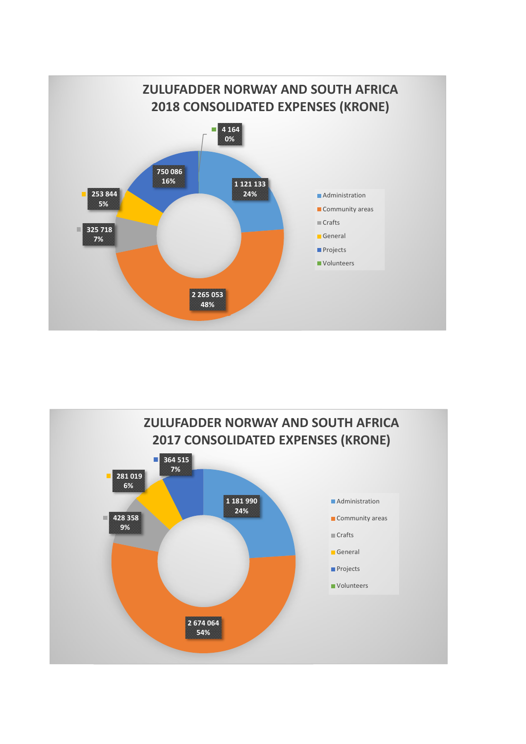## ZULUFADDER NORWAY AND SOUTH AFRICA 2018 CONSOLIDATED EXPENSES (KRONE)

| Category | Amount | % |
|---|---|---|
| Administration | 1 121 133 | 24% |
| Community areas | 2 265 053 | 48% |
| Crafts | 325 718 | 7% |
| General | 253 844 | 5% |
| Projects | 750 086 | 16% |
| Volunteers | 4 164 | 0% |

## ZULUFADDER NORWAY AND SOUTH AFRICA 2017 CONSOLIDATED EXPENSES (KRONE)

| Category | Amount | % |
|---|---|---|
| Administration | 1 181 990 | 24% |
| Community areas | 2 674 064 | 54% |
| Crafts | 428 358 | 9% |
| General | 281 019 | 6% |
| Projects | 364 515 | 7% |
| Volunteers | | |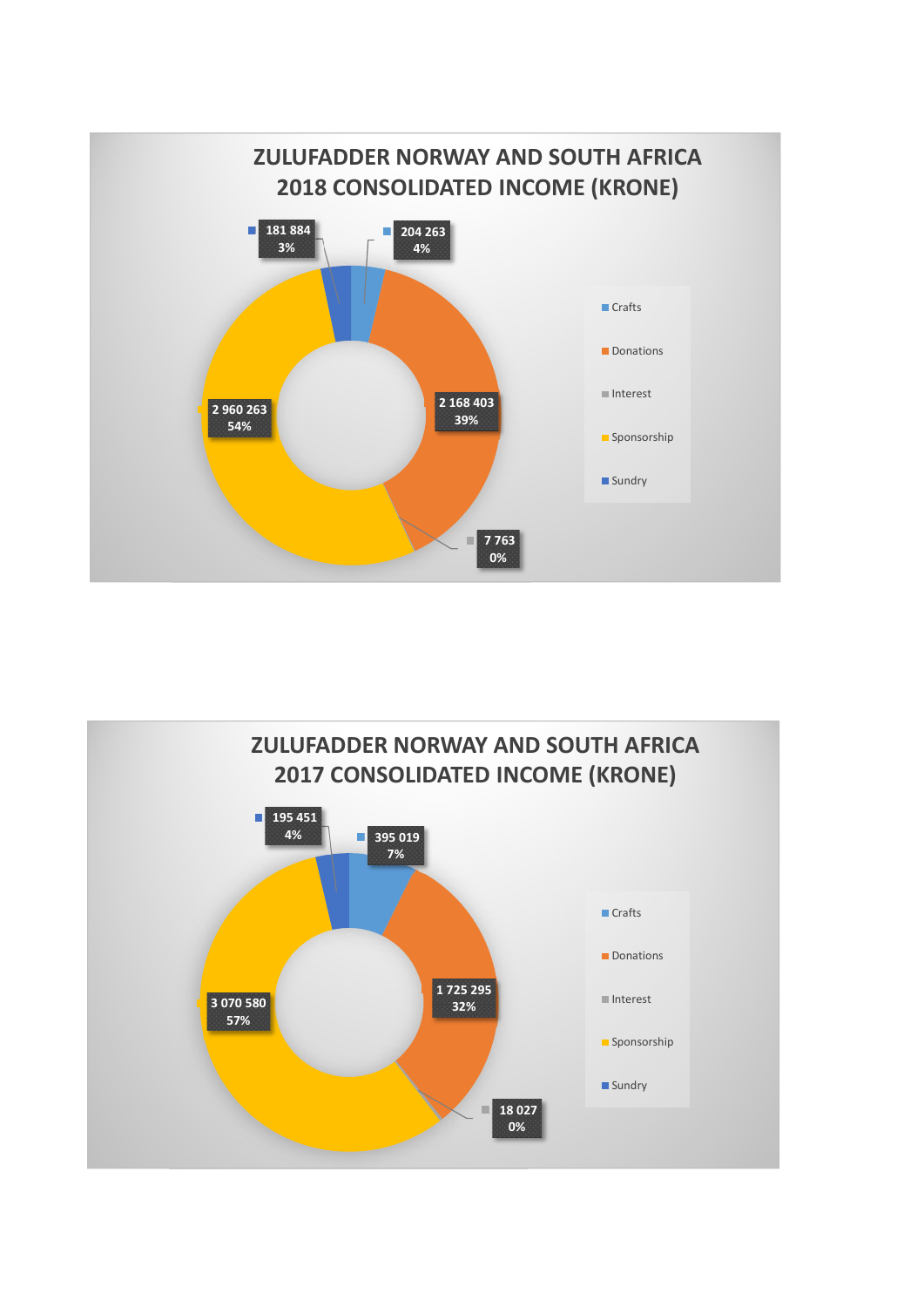ZULUFADDER NORWAY AND SOUTH AFRICA
2018 CONSOLIDATED INCOME (KRONE)

181 884
3%

204 263
4%

2 960 263
54%

2 168 403
39%

7 763
0%

Crafts
Donations
Interest
Sponsorship
Sundry

ZULUFADDER NORWAY AND SOUTH AFRICA
2017 CONSOLIDATED INCOME (KRONE)

195 451
4%

395 019
7%

3 070 580
57%

1 725 295
32%

18 027
0%

Crafts
Donations
Interest
Sponsorship
Sundry